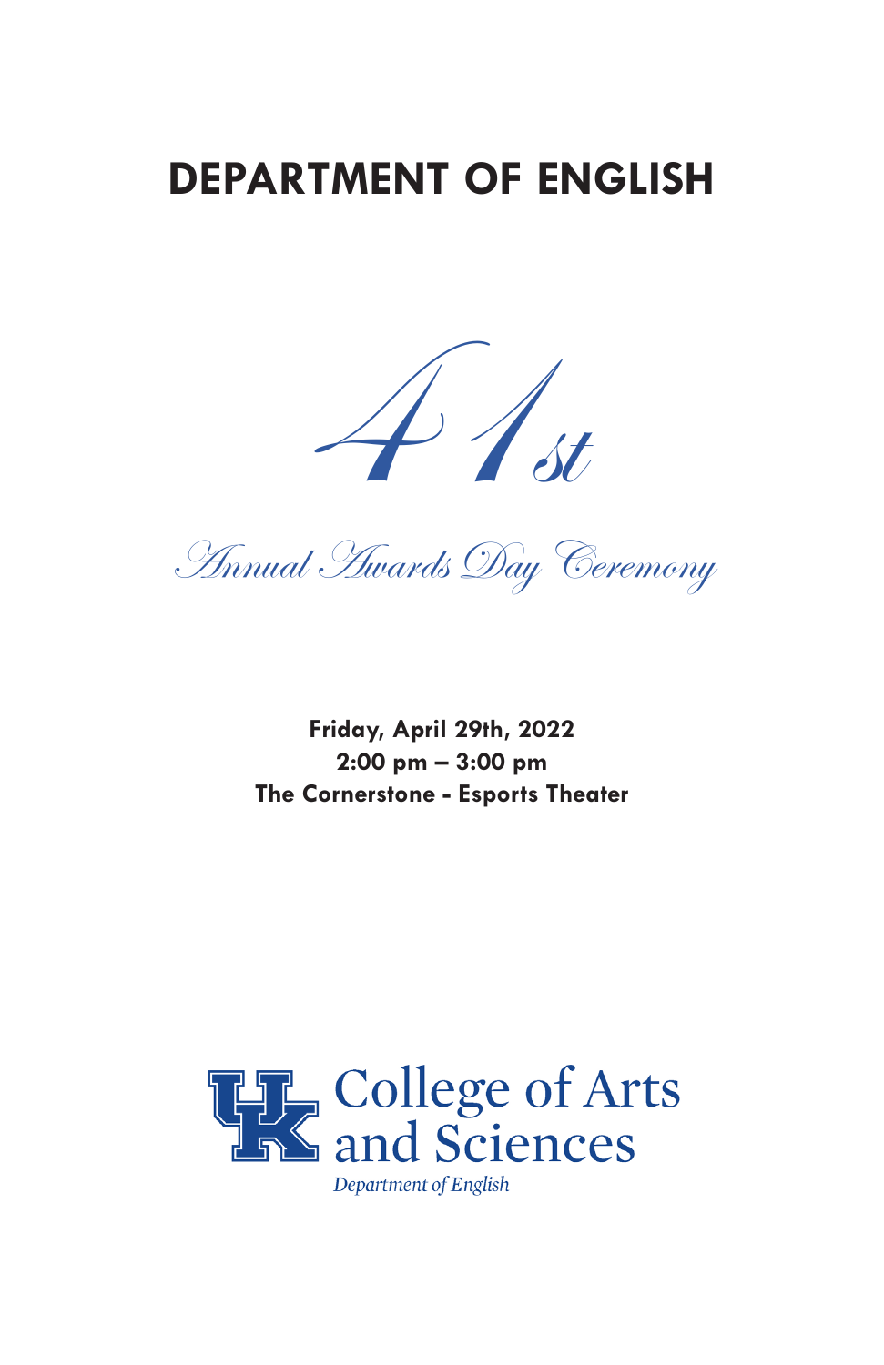# DEPARTMENT OF ENGLISH

## 41st

## *Annual Awards Day Ceremony*

**Friday, April 29th, 2022**
**2:00 pm – 3:00 pm**
**The Cornerstone - Esports Theater**

College of Arts and Sciences
*Department of English*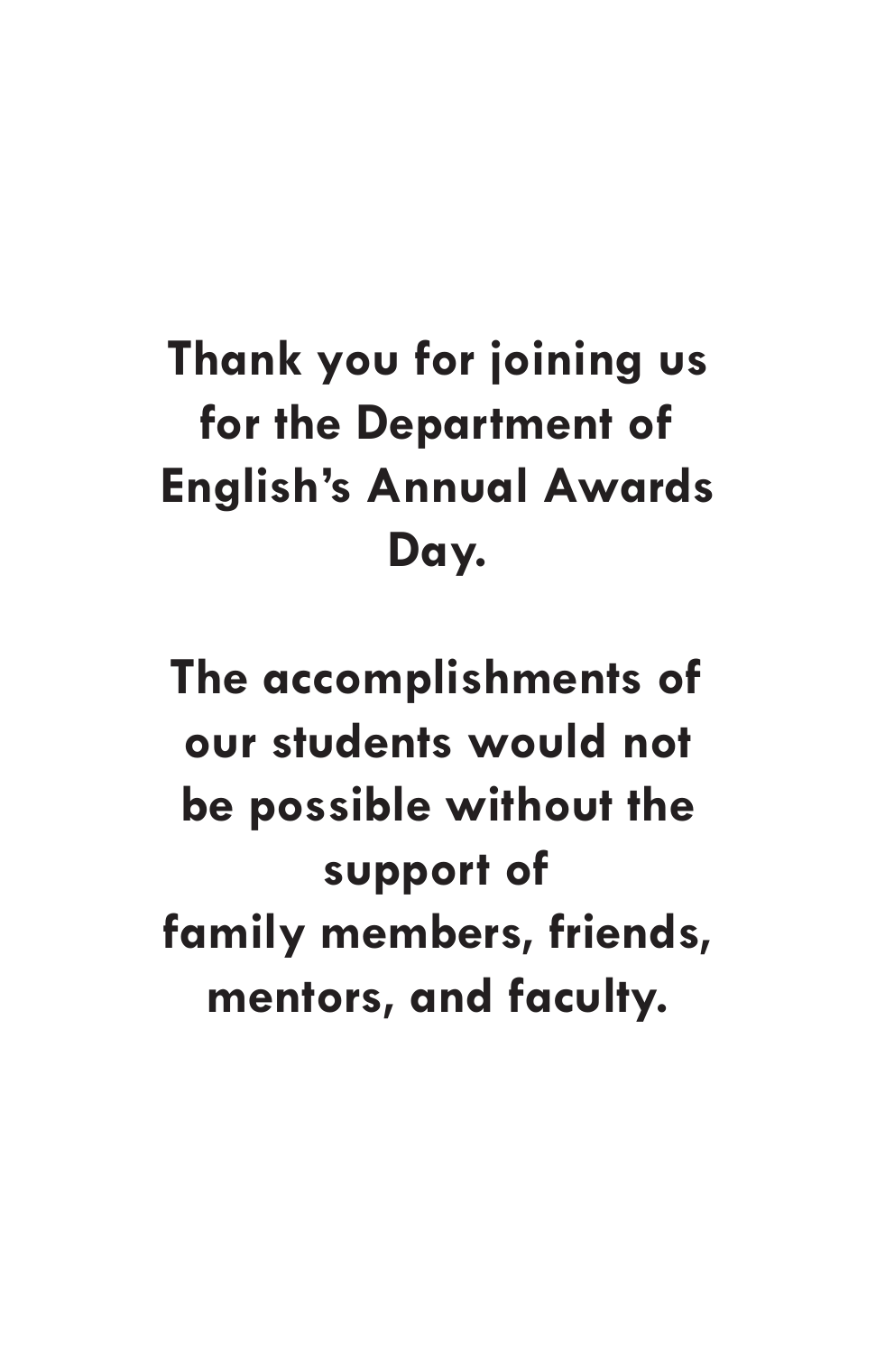**Thank you for joining us for the Department of English's Annual Awards Day.**

**The accomplishments of our students would not be possible without the support of family members, friends, mentors, and faculty.**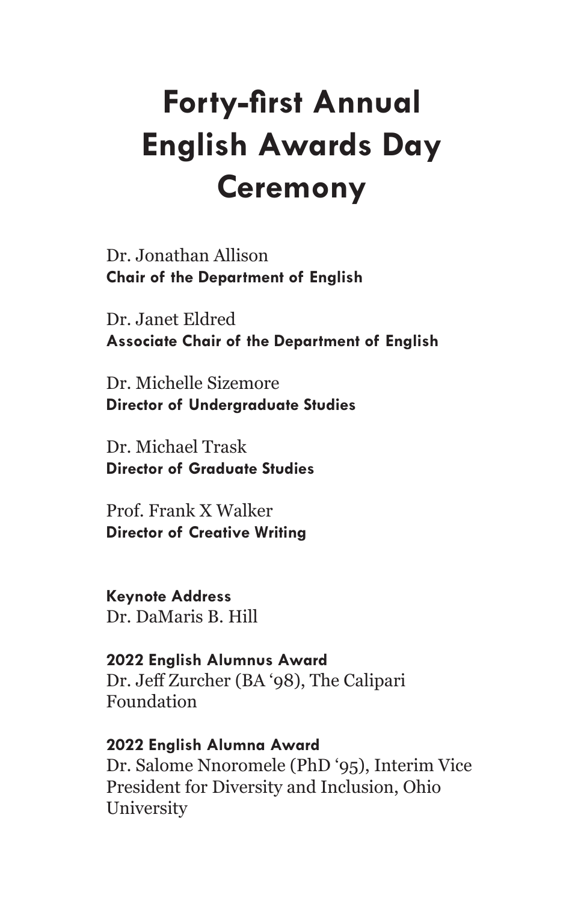# Forty-first Annual English Awards Day Ceremony

Dr. Jonathan Allison
**Chair of the Department of English**

Dr. Janet Eldred
**Associate Chair of the Department of English**

Dr. Michelle Sizemore
**Director of Undergraduate Studies**

Dr. Michael Trask
**Director of Graduate Studies**

Prof. Frank X Walker
**Director of Creative Writing**

**Keynote Address**
Dr. DaMaris B. Hill

**2022 English Alumnus Award**
Dr. Jeff Zurcher (BA '98), The Calipari Foundation

**2022 English Alumna Award**
Dr. Salome Nnoromele (PhD '95), Interim Vice President for Diversity and Inclusion, Ohio University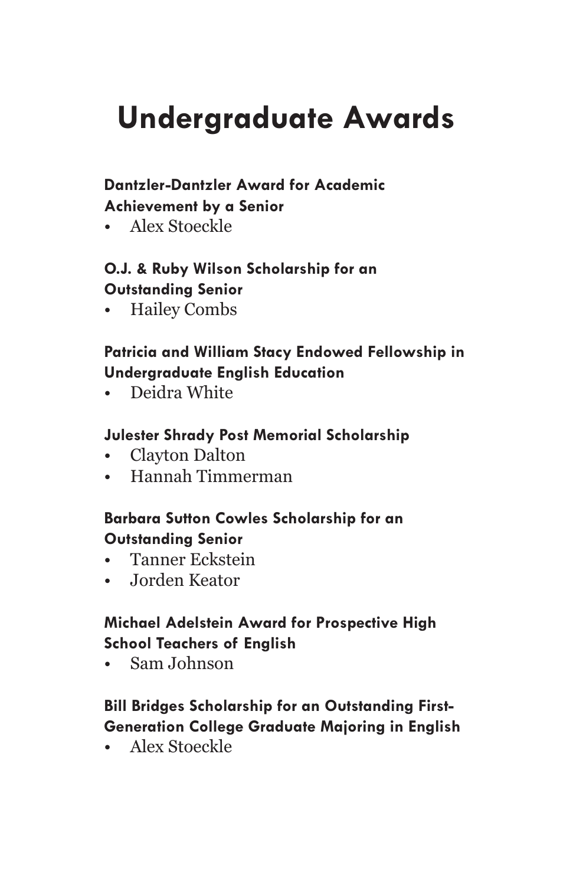# Undergraduate Awards

**Dantzler-Dantzler Award for Academic Achievement by a Senior**

- Alex Stoeckle

**O.J. & Ruby Wilson Scholarship for an Outstanding Senior**

- Hailey Combs

**Patricia and William Stacy Endowed Fellowship in Undergraduate English Education**

- Deidra White

**Julester Shrady Post Memorial Scholarship**

- Clayton Dalton
- Hannah Timmerman

**Barbara Sutton Cowles Scholarship for an Outstanding Senior**

- Tanner Eckstein
- Jorden Keator

**Michael Adelstein Award for Prospective High School Teachers of English**

- Sam Johnson

**Bill Bridges Scholarship for an Outstanding First-Generation College Graduate Majoring in English**

- Alex Stoeckle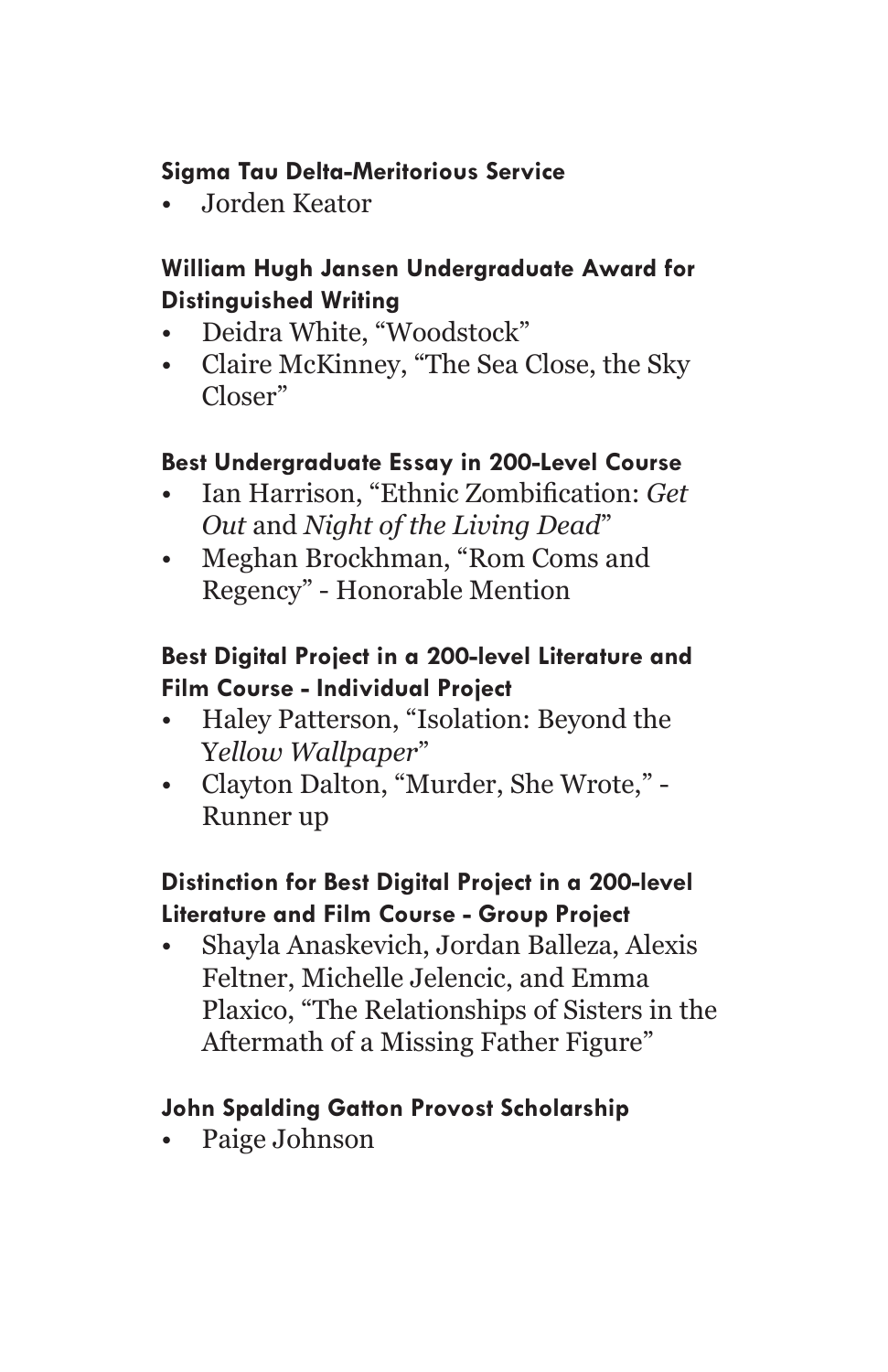**Sigma Tau Delta-Meritorious Service**

- Jorden Keator

**William Hugh Jansen Undergraduate Award for Distinguished Writing**

- Deidra White, "Woodstock"
- Claire McKinney, "The Sea Close, the Sky Closer"

**Best Undergraduate Essay in 200-Level Course**

- Ian Harrison, "Ethnic Zombification: *Get Out* and *Night of the Living Dead*"
- Meghan Brockhman, "Rom Coms and Regency" - Honorable Mention

**Best Digital Project in a 200-level Literature and Film Course - Individual Project**

- Haley Patterson, "Isolation: Beyond the Y*ellow Wallpaper*"
- Clayton Dalton, "Murder, She Wrote," - Runner up

**Distinction for Best Digital Project in a 200-level Literature and Film Course - Group Project**

- Shayla Anaskevich, Jordan Balleza, Alexis Feltner, Michelle Jelencic, and Emma Plaxico, "The Relationships of Sisters in the Aftermath of a Missing Father Figure"

**John Spalding Gatton Provost Scholarship**

- Paige Johnson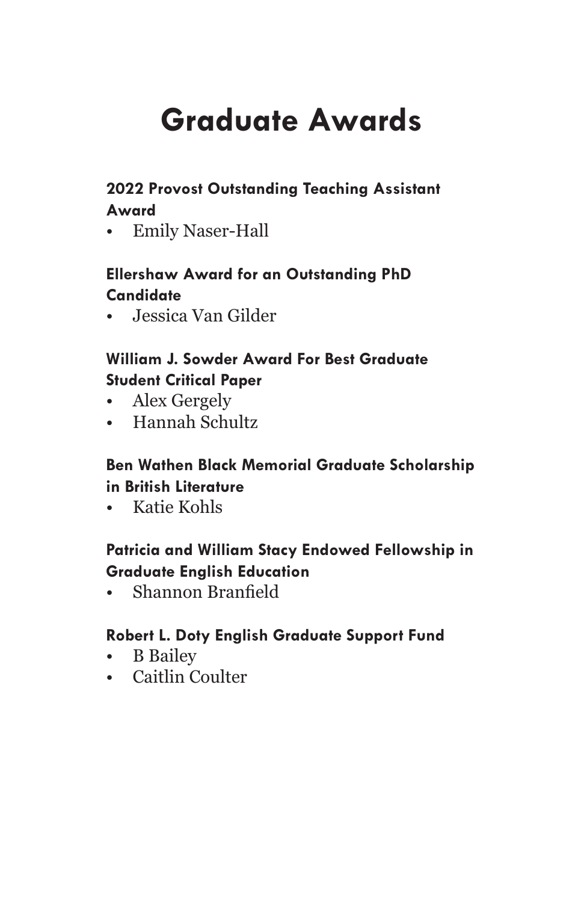# Graduate Awards

### 2022 Provost Outstanding Teaching Assistant Award

- Emily Naser-Hall

### Ellershaw Award for an Outstanding PhD Candidate

- Jessica Van Gilder

### William J. Sowder Award For Best Graduate Student Critical Paper

- Alex Gergely
- Hannah Schultz

### Ben Wathen Black Memorial Graduate Scholarship in British Literature

- Katie Kohls

### Patricia and William Stacy Endowed Fellowship in Graduate English Education

- Shannon Branfield

### Robert L. Doty English Graduate Support Fund

- B Bailey
- Caitlin Coulter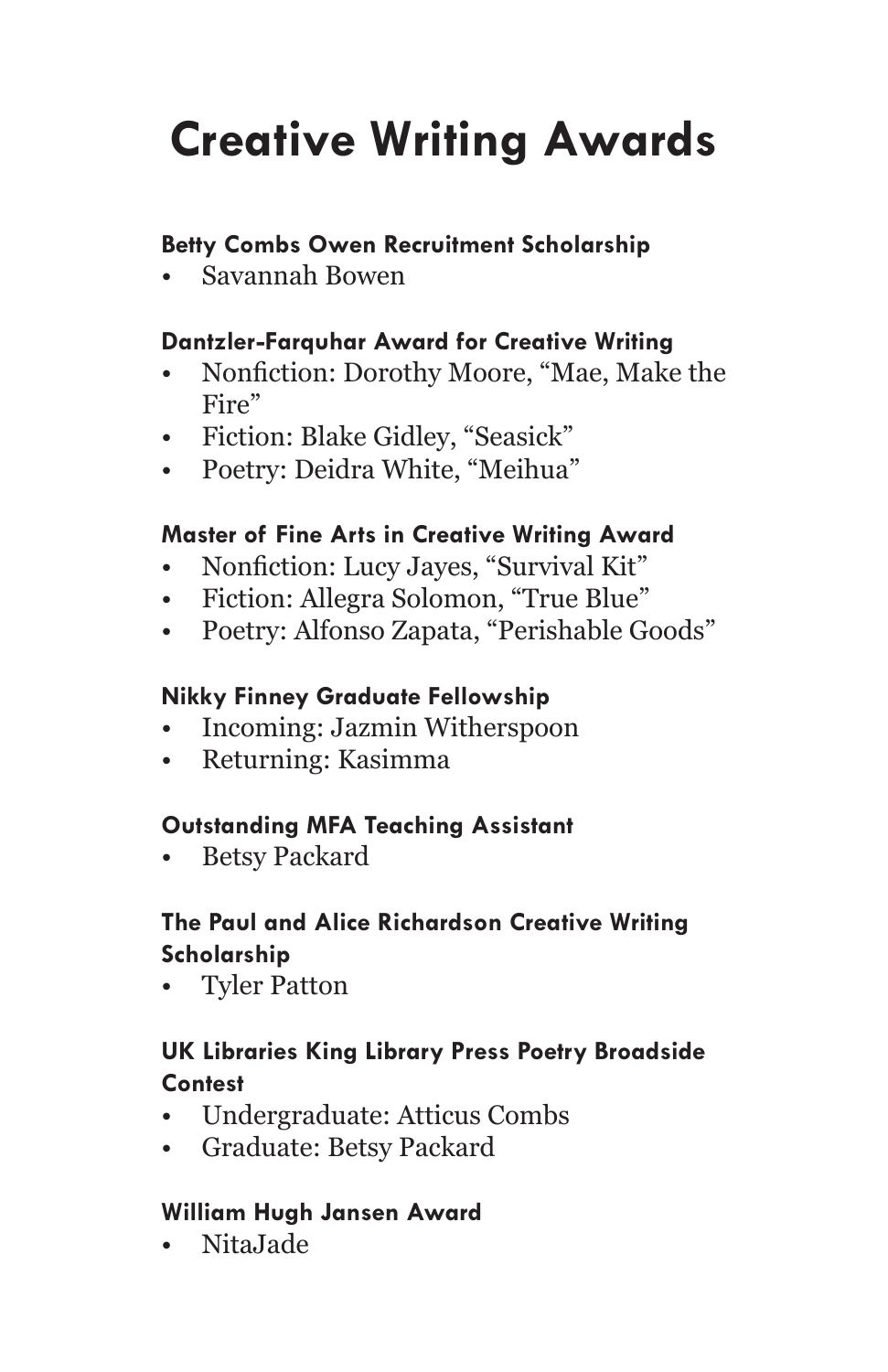# Creative Writing Awards

**Betty Combs Owen Recruitment Scholarship**

- Savannah Bowen

**Dantzler-Farquhar Award for Creative Writing**

- Nonfiction: Dorothy Moore, "Mae, Make the Fire"
- Fiction: Blake Gidley, "Seasick"
- Poetry: Deidra White, "Meihua"

**Master of Fine Arts in Creative Writing Award**

- Nonfiction: Lucy Jayes, "Survival Kit"
- Fiction: Allegra Solomon, "True Blue"
- Poetry: Alfonso Zapata, "Perishable Goods"

**Nikky Finney Graduate Fellowship**

- Incoming: Jazmin Witherspoon
- Returning: Kasimma

**Outstanding MFA Teaching Assistant**

- Betsy Packard

**The Paul and Alice Richardson Creative Writing Scholarship**

- Tyler Patton

**UK Libraries King Library Press Poetry Broadside Contest**

- Undergraduate: Atticus Combs
- Graduate: Betsy Packard

**William Hugh Jansen Award**

- NitaJade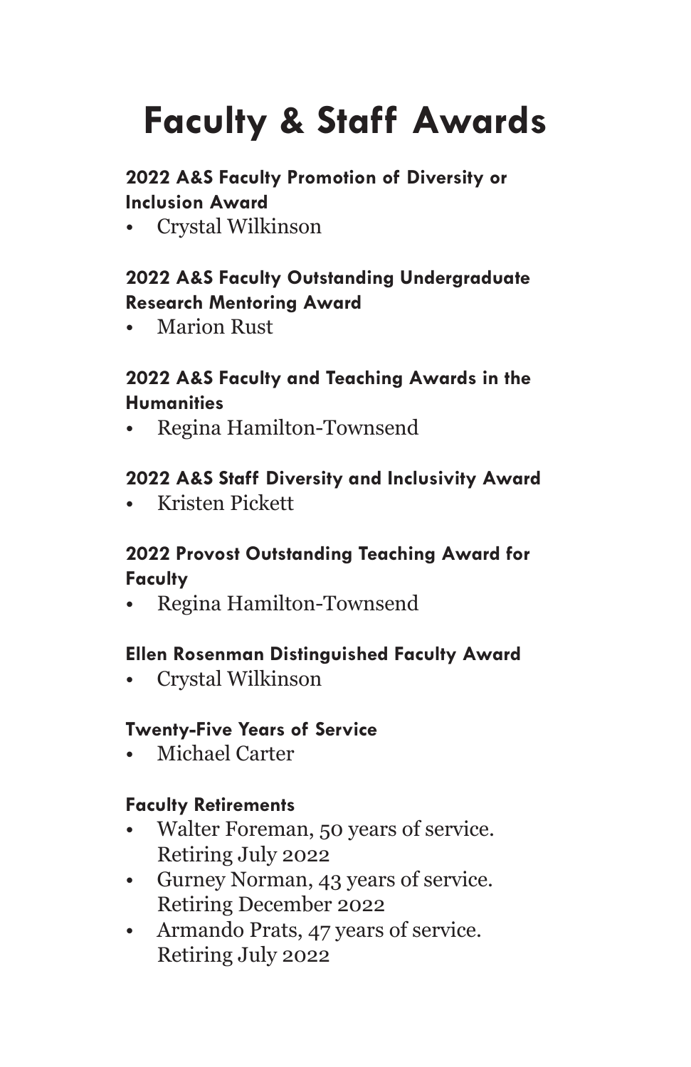# Faculty & Staff Awards

### 2022 A&S Faculty Promotion of Diversity or Inclusion Award

- Crystal Wilkinson

### 2022 A&S Faculty Outstanding Undergraduate Research Mentoring Award

- Marion Rust

### 2022 A&S Faculty and Teaching Awards in the Humanities

- Regina Hamilton-Townsend

### 2022 A&S Staff Diversity and Inclusivity Award

- Kristen Pickett

### 2022 Provost Outstanding Teaching Award for Faculty

- Regina Hamilton-Townsend

### Ellen Rosenman Distinguished Faculty Award

- Crystal Wilkinson

### Twenty-Five Years of Service

- Michael Carter

### Faculty Retirements

- Walter Foreman, 50 years of service. Retiring July 2022
- Gurney Norman, 43 years of service. Retiring December 2022
- Armando Prats, 47 years of service. Retiring July 2022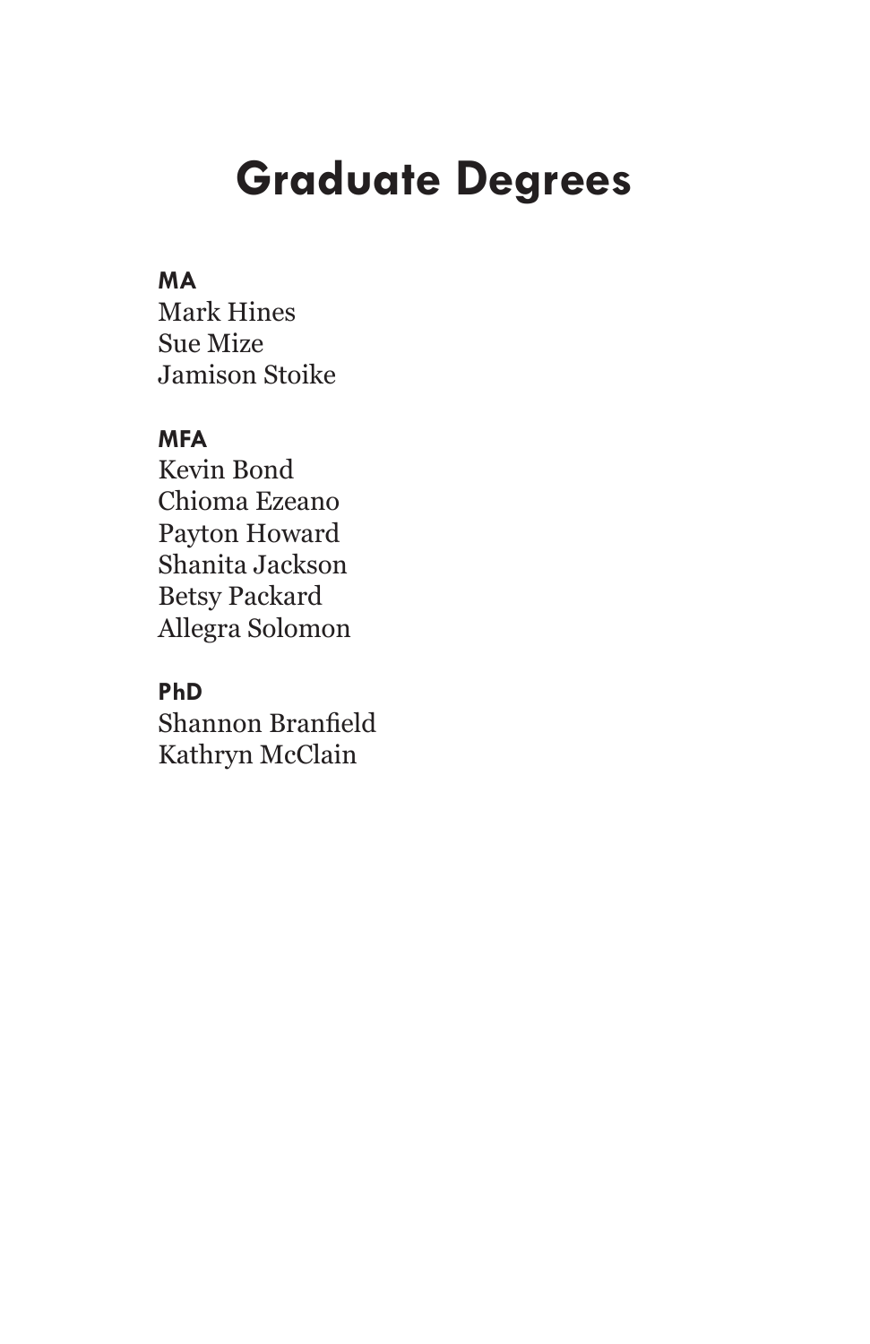# Graduate Degrees

**MA**

Mark Hines
Sue Mize
Jamison Stoike

**MFA**

Kevin Bond
Chioma Ezeano
Payton Howard
Shanita Jackson
Betsy Packard
Allegra Solomon

**PhD**

Shannon Branfield
Kathryn McClain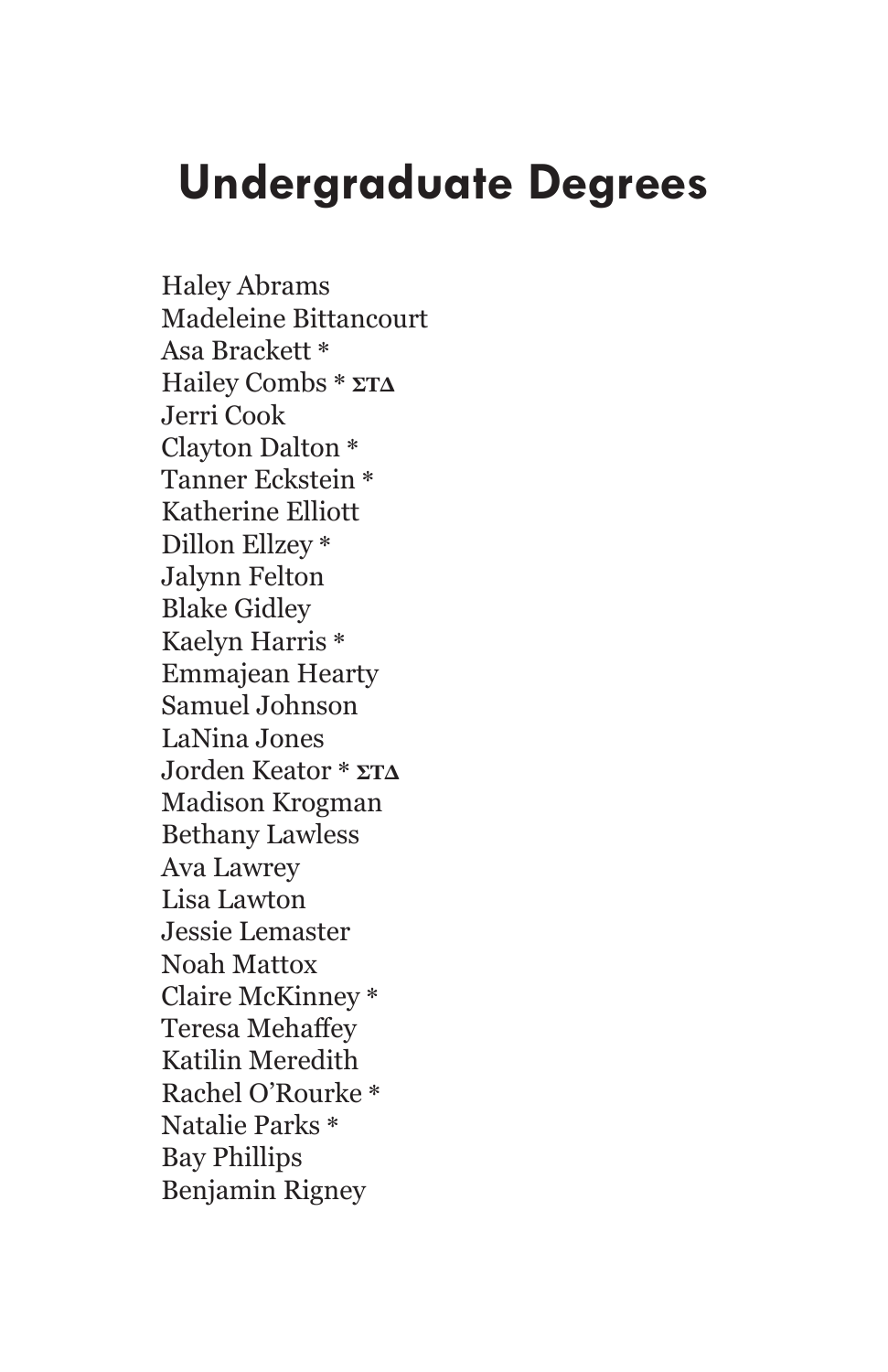# Undergraduate Degrees

Haley Abrams
Madeleine Bittancourt
Asa Brackett *
Hailey Combs * ΣΤΔ
Jerri Cook
Clayton Dalton *
Tanner Eckstein *
Katherine Elliott
Dillon Ellzey *
Jalynn Felton
Blake Gidley
Kaelyn Harris *
Emmajean Hearty
Samuel Johnson
LaNina Jones
Jorden Keator * ΣΤΔ
Madison Krogman
Bethany Lawless
Ava Lawrey
Lisa Lawton
Jessie Lemaster
Noah Mattox
Claire McKinney *
Teresa Mehaffey
Katilin Meredith
Rachel O'Rourke *
Natalie Parks *
Bay Phillips
Benjamin Rigney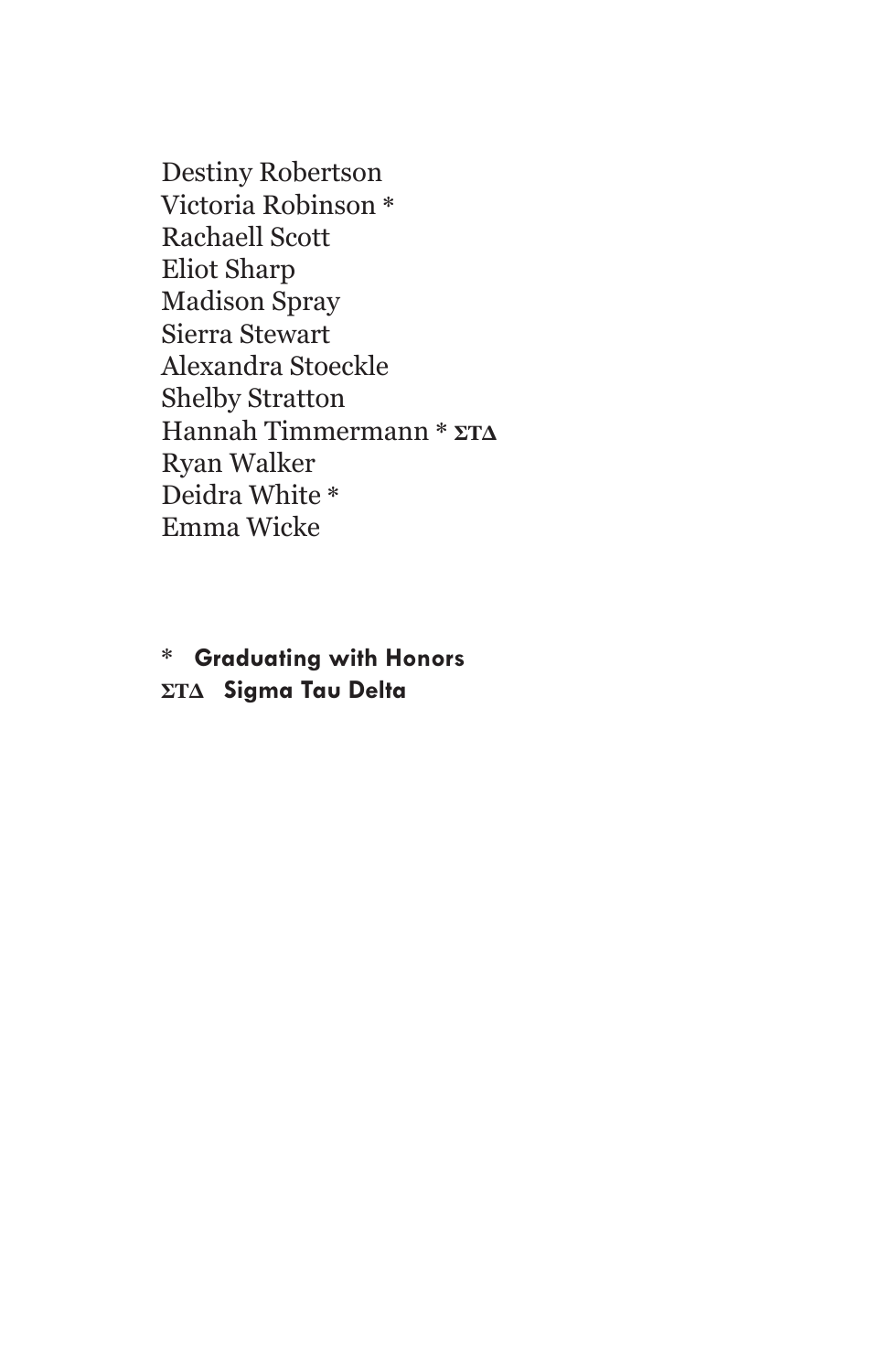Destiny Robertson
Victoria Robinson *
Rachaell Scott
Eliot Sharp
Madison Spray
Sierra Stewart
Alexandra Stoeckle
Shelby Stratton
Hannah Timmermann * ΣΤΔ
Ryan Walker
Deidra White *
Emma Wicke

**\* Graduating with Honors**
**ΣΤΔ Sigma Tau Delta**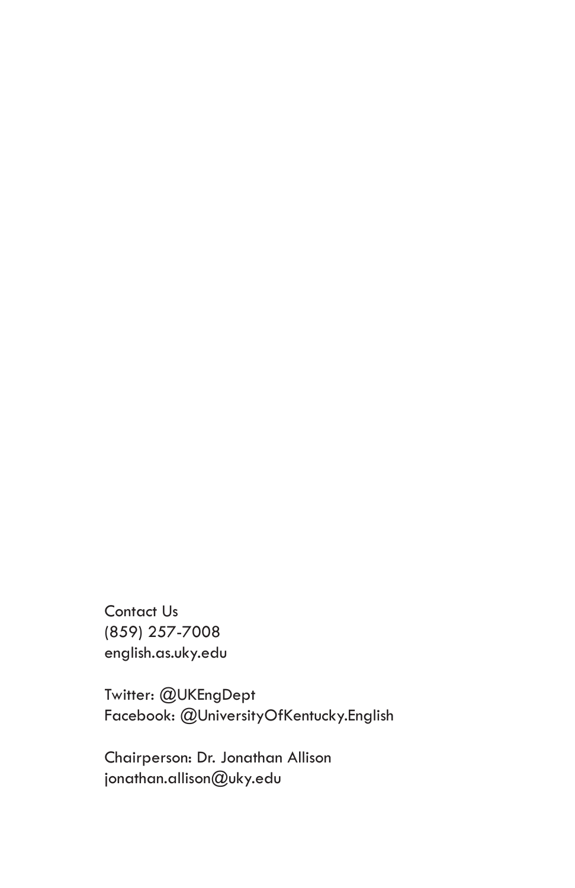Contact Us
(859) 257-7008
english.as.uky.edu

Twitter: @UKEngDept
Facebook: @UniversityOfKentucky.English

Chairperson: Dr. Jonathan Allison
jonathan.allison@uky.edu